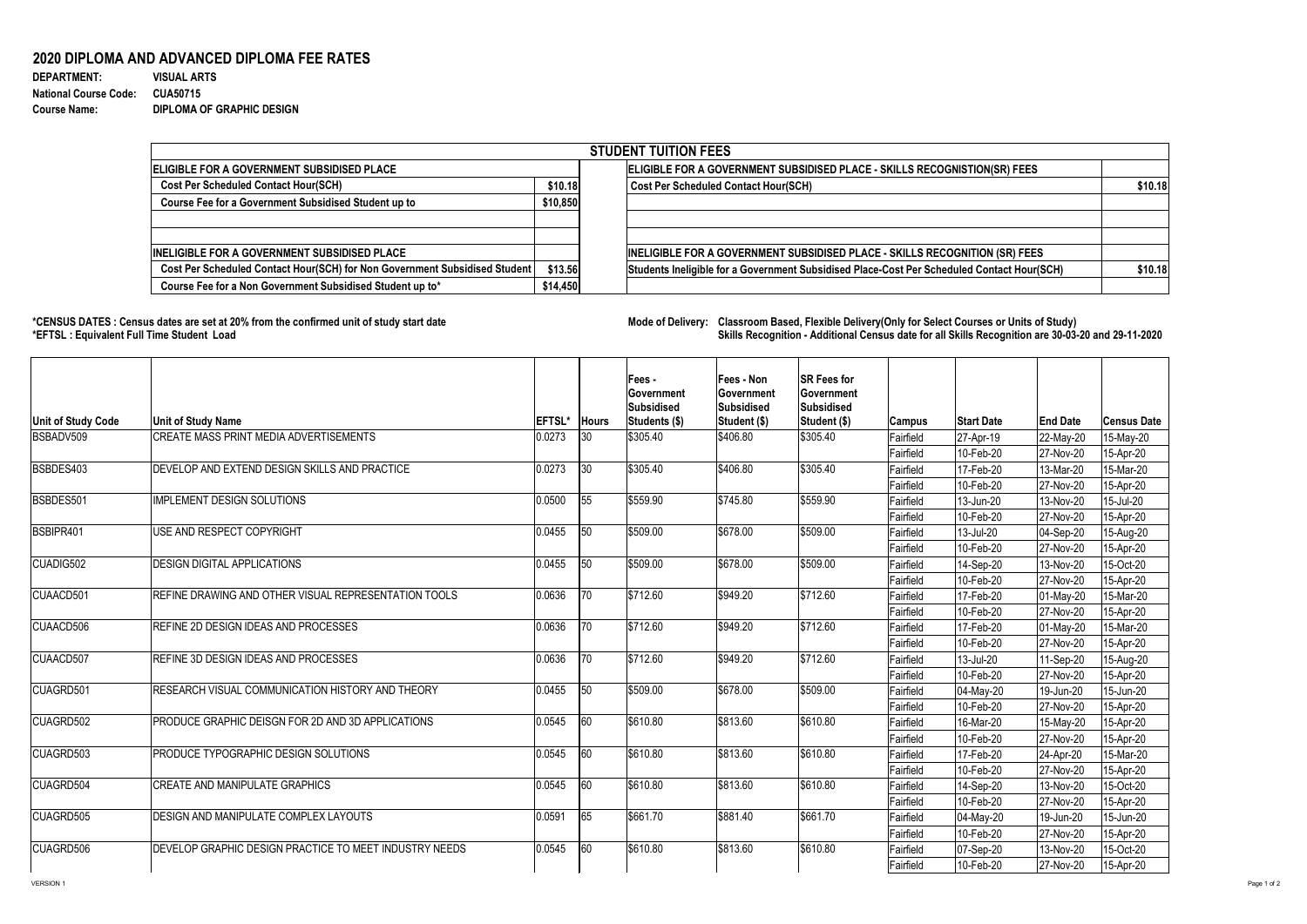# 2020 DIPLOMA AND ADVANCED DIPLOMA FEE RATES

**DEPARTMENT:** VISUAL ARTS
**National Course Code:** CUA50715
**Course Name:** DIPLOMA OF GRAPHIC DESIGN

| STUDENT TUITION FEES | | | |
|---|---|---|---|
| **ELIGIBLE FOR A GOVERNMENT SUBSIDISED PLACE** | | **ELIGIBLE FOR A GOVERNMENT SUBSIDISED PLACE - SKILLS RECOGNISTION(SR) FEES** | |
| Cost Per Scheduled Contact Hour(SCH) | $10.18 | Cost Per Scheduled Contact Hour(SCH) | $10.18 |
| Course Fee for a Government Subsidised Student up to | $10,850 | | |
| | | | |
| | | | |
| **INELIGIBLE FOR A GOVERNMENT SUBSIDISED PLACE** | | **INELIGIBLE FOR A GOVERNMENT SUBSIDISED PLACE - SKILLS RECOGNITION (SR) FEES** | |
| Cost Per Scheduled Contact Hour(SCH) for Non Government Subsidised Student | $13.56 | Students Ineligible for a Government Subsidised Place-Cost Per Scheduled Contact Hour(SCH) | $10.18 |
| Course Fee for a Non Government Subsidised Student up to* | $14,450 | | |

**\*CENSUS DATES : Census dates are set at 20% from the confirmed unit of study start date**
**\*EFTSL : Equivalent Full Time Student Load**

**Mode of Delivery: Classroom Based, Flexible Delivery(Only for Select Courses or Units of Study)**
**Skills Recognition - Additional Census date for all Skills Recognition are 30-03-20 and 29-11-2020**

| Unit of Study Code | Unit of Study Name | EFTSL* | Hours | Fees - Government Subsidised Students ($) | Fees - Non Government Subsidised Student ($) | SR Fees for Government Subsidised Student ($) | Campus | Start Date | End Date | Census Date |
|---|---|---|---|---|---|---|---|---|---|---|
| BSBADV509 | CREATE MASS PRINT MEDIA ADVERTISEMENTS | 0.0273 | 30 | $305.40 | $406.80 | $305.40 | Fairfield | 27-Apr-19 | 22-May-20 | 15-May-20 |
| | | | | | | | Fairfield | 10-Feb-20 | 27-Nov-20 | 15-Apr-20 |
| BSBDES403 | DEVELOP AND EXTEND DESIGN SKILLS AND PRACTICE | 0.0273 | 30 | $305.40 | $406.80 | $305.40 | Fairfield | 17-Feb-20 | 13-Mar-20 | 15-Mar-20 |
| | | | | | | | Fairfield | 10-Feb-20 | 27-Nov-20 | 15-Apr-20 |
| BSBDES501 | IMPLEMENT DESIGN SOLUTIONS | 0.0500 | 55 | $559.90 | $745.80 | $559.90 | Fairfield | 13-Jun-20 | 13-Nov-20 | 15-Jul-20 |
| | | | | | | | Fairfield | 10-Feb-20 | 27-Nov-20 | 15-Apr-20 |
| BSBIPR401 | USE AND RESPECT COPYRIGHT | 0.0455 | 50 | $509.00 | $678.00 | $509.00 | Fairfield | 13-Jul-20 | 04-Sep-20 | 15-Aug-20 |
| | | | | | | | Fairfield | 10-Feb-20 | 27-Nov-20 | 15-Apr-20 |
| CUADIG502 | DESIGN DIGITAL APPLICATIONS | 0.0455 | 50 | $509.00 | $678.00 | $509.00 | Fairfield | 14-Sep-20 | 13-Nov-20 | 15-Oct-20 |
| | | | | | | | Fairfield | 10-Feb-20 | 27-Nov-20 | 15-Apr-20 |
| CUAACD501 | REFINE DRAWING AND OTHER VISUAL REPRESENTATION TOOLS | 0.0636 | 70 | $712.60 | $949.20 | $712.60 | Fairfield | 17-Feb-20 | 01-May-20 | 15-Mar-20 |
| | | | | | | | Fairfield | 10-Feb-20 | 27-Nov-20 | 15-Apr-20 |
| CUAACD506 | REFINE 2D DESIGN IDEAS AND PROCESSES | 0.0636 | 70 | $712.60 | $949.20 | $712.60 | Fairfield | 17-Feb-20 | 01-May-20 | 15-Mar-20 |
| | | | | | | | Fairfield | 10-Feb-20 | 27-Nov-20 | 15-Apr-20 |
| CUAACD507 | REFINE 3D DESIGN IDEAS AND PROCESSES | 0.0636 | 70 | $712.60 | $949.20 | $712.60 | Fairfield | 13-Jul-20 | 11-Sep-20 | 15-Aug-20 |
| | | | | | | | Fairfield | 10-Feb-20 | 27-Nov-20 | 15-Apr-20 |
| CUAGRD501 | RESEARCH VISUAL COMMUNICATION HISTORY AND THEORY | 0.0455 | 50 | $509.00 | $678.00 | $509.00 | Fairfield | 04-May-20 | 19-Jun-20 | 15-Jun-20 |
| | | | | | | | Fairfield | 10-Feb-20 | 27-Nov-20 | 15-Apr-20 |
| CUAGRD502 | PRODUCE GRAPHIC DEISGN FOR 2D AND 3D APPLICATIONS | 0.0545 | 60 | $610.80 | $813.60 | $610.80 | Fairfield | 16-Mar-20 | 15-May-20 | 15-Apr-20 |
| | | | | | | | Fairfield | 10-Feb-20 | 27-Nov-20 | 15-Apr-20 |
| CUAGRD503 | PRODUCE TYPOGRAPHIC DESIGN SOLUTIONS | 0.0545 | 60 | $610.80 | $813.60 | $610.80 | Fairfield | 17-Feb-20 | 24-Apr-20 | 15-Mar-20 |
| | | | | | | | Fairfield | 10-Feb-20 | 27-Nov-20 | 15-Apr-20 |
| CUAGRD504 | CREATE AND MANIPULATE GRAPHICS | 0.0545 | 60 | $610.80 | $813.60 | $610.80 | Fairfield | 14-Sep-20 | 13-Nov-20 | 15-Oct-20 |
| | | | | | | | Fairfield | 10-Feb-20 | 27-Nov-20 | 15-Apr-20 |
| CUAGRD505 | DESIGN AND MANIPULATE COMPLEX LAYOUTS | 0.0591 | 65 | $661.70 | $881.40 | $661.70 | Fairfield | 04-May-20 | 19-Jun-20 | 15-Jun-20 |
| | | | | | | | Fairfield | 10-Feb-20 | 27-Nov-20 | 15-Apr-20 |
| CUAGRD506 | DEVELOP GRAPHIC DESIGN PRACTICE TO MEET INDUSTRY NEEDS | 0.0545 | 60 | $610.80 | $813.60 | $610.80 | Fairfield | 07-Sep-20 | 13-Nov-20 | 15-Oct-20 |
| | | | | | | | Fairfield | 10-Feb-20 | 27-Nov-20 | 15-Apr-20 |

VERSION 1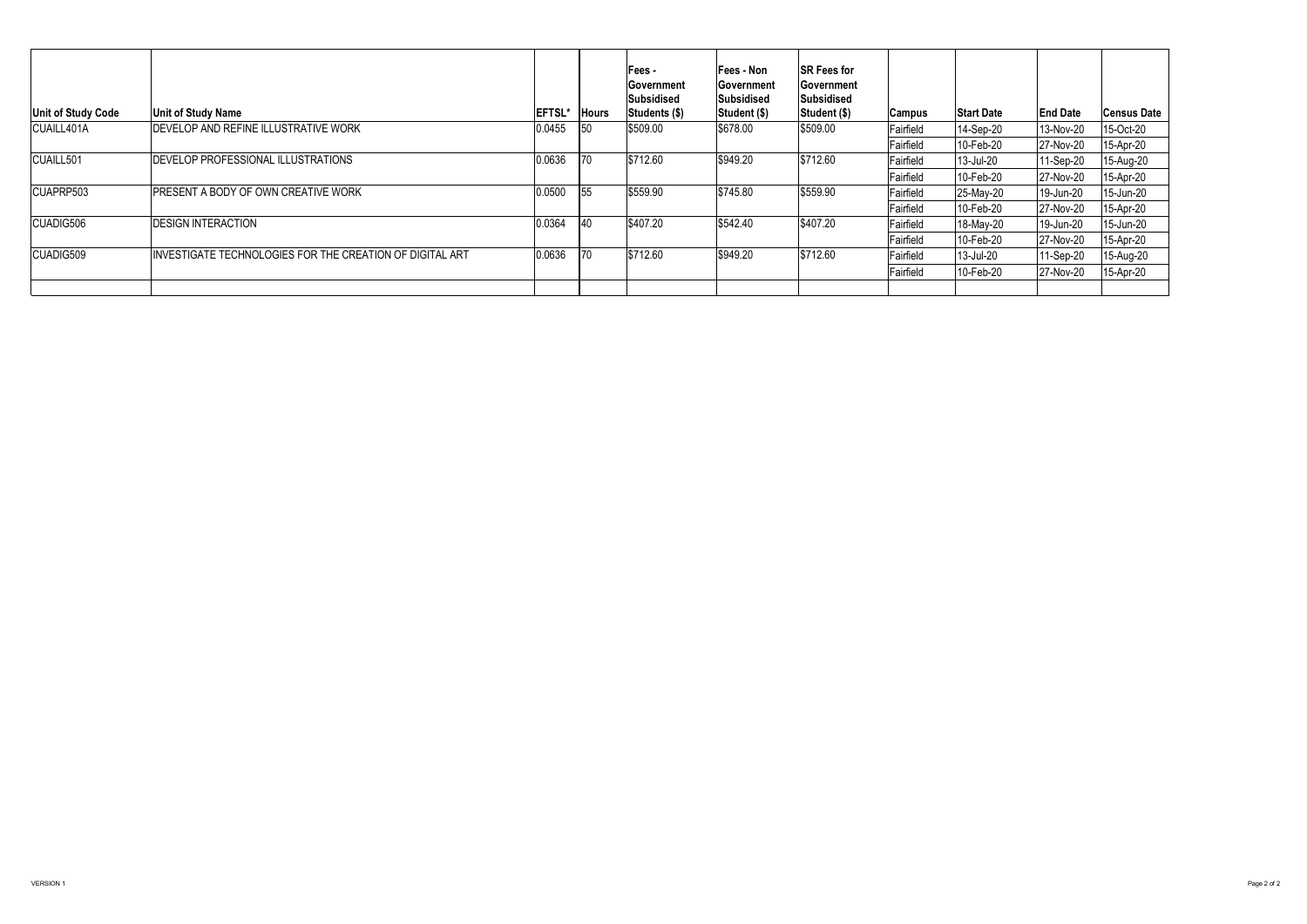| Unit of Study Code | Unit of Study Name | EFTSL* | Hours | Fees - Government Subsidised Students ($) | Fees - Non Government Subsidised Student ($) | SR Fees for Government Subsidised Student ($) | Campus | Start Date | End Date | Census Date |
|---|---|---|---|---|---|---|---|---|---|---|
| CUAILL401A | DEVELOP AND REFINE ILLUSTRATIVE WORK | 0.0455 | 50 | $509.00 | $678.00 | $509.00 | Fairfield | 14-Sep-20 | 13-Nov-20 | 15-Oct-20 |
| | | | | | | | Fairfield | 10-Feb-20 | 27-Nov-20 | 15-Apr-20 |
| CUAILL501 | DEVELOP PROFESSIONAL ILLUSTRATIONS | 0.0636 | 70 | $712.60 | $949.20 | $712.60 | Fairfield | 13-Jul-20 | 11-Sep-20 | 15-Aug-20 |
| | | | | | | | Fairfield | 10-Feb-20 | 27-Nov-20 | 15-Apr-20 |
| CUAPRP503 | PRESENT A BODY OF OWN CREATIVE WORK | 0.0500 | 55 | $559.90 | $745.80 | $559.90 | Fairfield | 25-May-20 | 19-Jun-20 | 15-Jun-20 |
| | | | | | | | Fairfield | 10-Feb-20 | 27-Nov-20 | 15-Apr-20 |
| CUADIG506 | DESIGN INTERACTION | 0.0364 | 40 | $407.20 | $542.40 | $407.20 | Fairfield | 18-May-20 | 19-Jun-20 | 15-Jun-20 |
| | | | | | | | Fairfield | 10-Feb-20 | 27-Nov-20 | 15-Apr-20 |
| CUADIG509 | INVESTIGATE TECHNOLOGIES FOR THE CREATION OF DIGITAL ART | 0.0636 | 70 | $712.60 | $949.20 | $712.60 | Fairfield | 13-Jul-20 | 11-Sep-20 | 15-Aug-20 |
| | | | | | | | Fairfield | 10-Feb-20 | 27-Nov-20 | 15-Apr-20 |
| | | | | | | | | | | |

VERSION 1